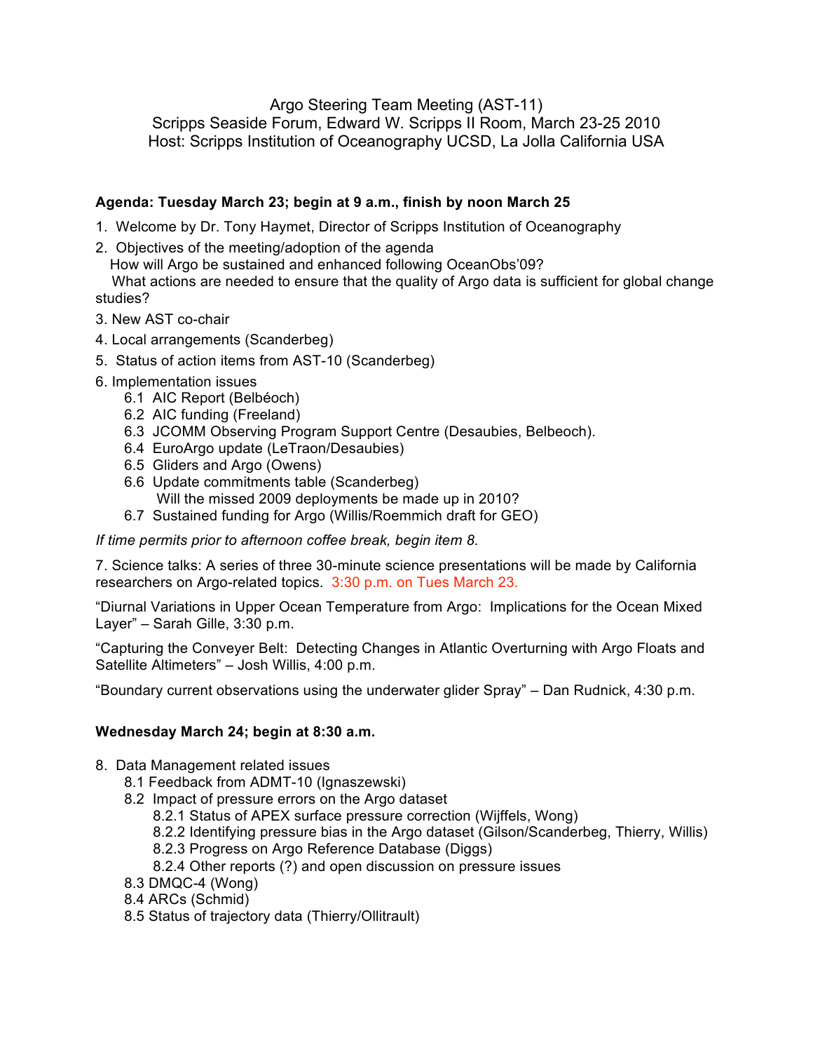Argo Steering Team Meeting (AST-11)
Scripps Seaside Forum, Edward W. Scripps II Room, March 23-25 2010
Host: Scripps Institution of Oceanography UCSD, La Jolla California USA

**Agenda: Tuesday March 23; begin at 9 a.m., finish by noon March 25**

1. Welcome by Dr. Tony Haymet, Director of Scripps Institution of Oceanography
2. Objectives of the meeting/adoption of the agenda
   How will Argo be sustained and enhanced following OceanObs'09?
   What actions are needed to ensure that the quality of Argo data is sufficient for global change studies?
3. New AST co-chair
4. Local arrangements (Scanderbeg)
5. Status of action items from AST-10 (Scanderbeg)
6. Implementation issues
   - 6.1 AIC Report (Belbéoch)
   - 6.2 AIC funding (Freeland)
   - 6.3 JCOMM Observing Program Support Centre (Desaubies, Belbeoch).
   - 6.4 EuroArgo update (LeTraon/Desaubies)
   - 6.5 Gliders and Argo (Owens)
   - 6.6 Update commitments table (Scanderberg)
     Will the missed 2009 deployments be made up in 2010?
   - 6.7 Sustained funding for Argo (Willis/Roemmich draft for GEO)

*If time permits prior to afternoon coffee break, begin item 8.*

7. Science talks: A series of three 30-minute science presentations will be made by California researchers on Argo-related topics. 3:30 p.m. on Tues March 23.

"Diurnal Variations in Upper Ocean Temperature from Argo: Implications for the Ocean Mixed Layer" – Sarah Gille, 3:30 p.m.

"Capturing the Conveyer Belt: Detecting Changes in Atlantic Overturning with Argo Floats and Satellite Altimeters" – Josh Willis, 4:00 p.m.

"Boundary current observations using the underwater glider Spray" – Dan Rudnick, 4:30 p.m.

**Wednesday March 24; begin at 8:30 a.m.**

8. Data Management related issues
   - 8.1 Feedback from ADMT-10 (Ignaszewski)
   - 8.2 Impact of pressure errors on the Argo dataset
     - 8.2.1 Status of APEX surface pressure correction (Wijffels, Wong)
     - 8.2.2 Identifying pressure bias in the Argo dataset (Gilson/Scanderberg, Thierry, Willis)
     - 8.2.3 Progress on Argo Reference Database (Diggs)
     - 8.2.4 Other reports (?) and open discussion on pressure issues
   - 8.3 DMQC-4 (Wong)
   - 8.4 ARCs (Schmid)
   - 8.5 Status of trajectory data (Thierry/Ollitrault)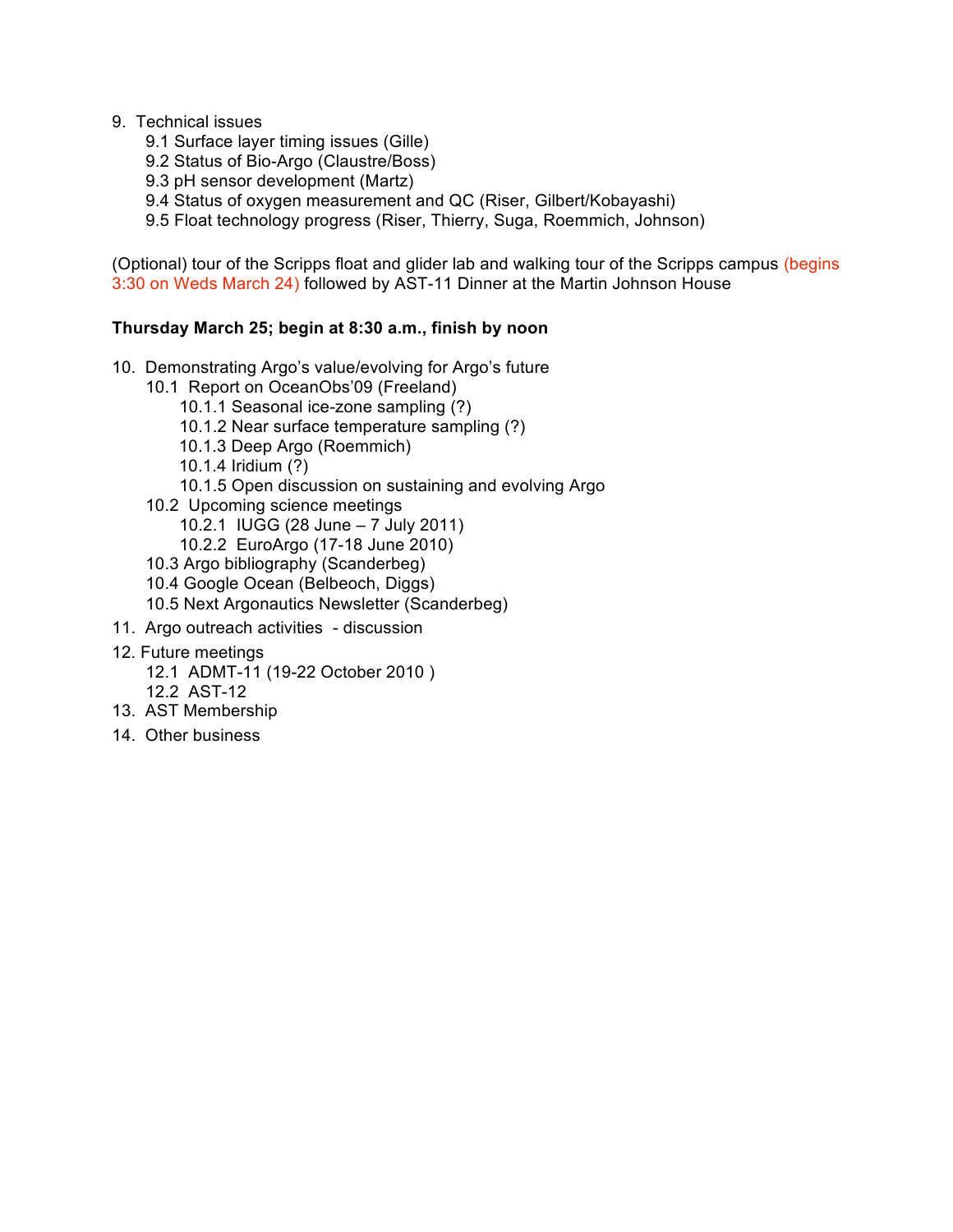9. Technical issues
    - 9.1 Surface layer timing issues (Gille)
    - 9.2 Status of Bio-Argo (Claustre/Boss)
    - 9.3 pH sensor development (Martz)
    - 9.4 Status of oxygen measurement and QC (Riser, Gilbert/Kobayashi)
    - 9.5 Float technology progress (Riser, Thierry, Suga, Roemmich, Johnson)

(Optional) tour of the Scripps float and glider lab and walking tour of the Scripps campus (begins 3:30 on Weds March 24) followed by AST-11 Dinner at the Martin Johnson House

**Thursday March 25; begin at 8:30 a.m., finish by noon**

10. Demonstrating Argo's value/evolving for Argo's future
    - 10.1 Report on OceanObs'09 (Freeland)
        - 10.1.1 Seasonal ice-zone sampling (?)
        - 10.1.2 Near surface temperature sampling (?)
        - 10.1.3 Deep Argo (Roemmich)
        - 10.1.4 Iridium (?)
        - 10.1.5 Open discussion on sustaining and evolving Argo
    - 10.2 Upcoming science meetings
        - 10.2.1 IUGG (28 June – 7 July 2011)
        - 10.2.2 EuroArgo (17-18 June 2010)
    - 10.3 Argo bibliography (Scanderbeg)
    - 10.4 Google Ocean (Belbeoch, Diggs)
    - 10.5 Next Argonautics Newsletter (Scanderbeg)
11. Argo outreach activities - discussion
12. Future meetings
    - 12.1 ADMT-11 (19-22 October 2010 )
    - 12.2 AST-12
13. AST Membership
14. Other business